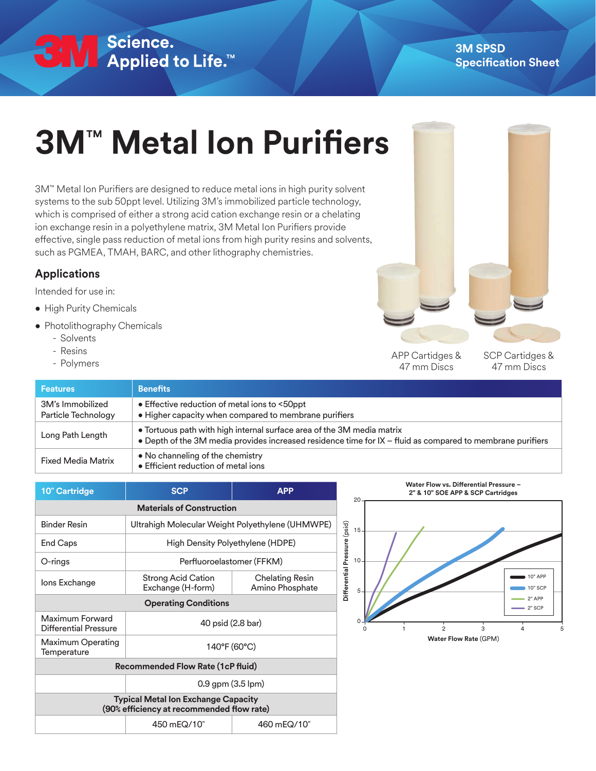3M SPSD Specification Sheet

# 3M™ Metal Ion Purifiers

3M™ Metal Ion Purifiers are designed to reduce metal ions in high purity solvent systems to the sub 50ppt level. Utilizing 3M's immobilized particle technology, which is comprised of either a strong acid cation exchange resin or a chelating ion exchange resin in a polyethylene matrix, 3M Metal Ion Purifiers provide effective, single pass reduction of metal ions from high purity resins and solvents, such as PGMEA, TMAH, BARC, and other lithography chemistries.

## Applications

Intended for use in:

- High Purity Chemicals
- Photolithography Chemicals
  - Solvents
  - Resins
  - Polymers

APP Cartridges & 47 mm Discs

SCP Cartridges & 47 mm Discs

| Features | Benefits |
| --- | --- |
| 3M's Immobilized Particle Technology | • Effective reduction of metal ions to <50ppt<br>• Higher capacity when compared to membrane purifiers |
| Long Path Length | • Tortuous path with high internal surface area of the 3M media matrix<br>• Depth of the 3M media provides increased residence time for IX – fluid as compared to membrane purifiers |
| Fixed Media Matrix | • No channeling of the chemistry<br>• Efficient reduction of metal ions |

| 10" Cartridge | SCP | APP |
| --- | --- | --- |
| **Materials of Construction** | | |
| Binder Resin | Ultrahigh Molecular Weight Polyethylene (UHMWPE) | |
| End Caps | High Density Polyethylene (HDPE) | |
| O-rings | Perfluoroelastomer (FFKM) | |
| Ions Exchange | Strong Acid Cation Exchange (H-form) | Chelating Resin Amino Phosphate |
| **Operating Conditions** | | |
| Maximum Forward Differential Pressure | 40 psid (2.8 bar) | |
| Maximum Operating Temperature | 140°F (60°C) | |
| **Recommended Flow Rate (1cP fluid)** | | |
| | 0.9 gpm (3.5 lpm) | |
| **Typical Metal Ion Exchange Capacity (90% efficiency at recommended flow rate)** | | |
| | 450 mEQ/10" | 460 mEQ/10" |

**Water Flow vs. Differential Pressure – 2" & 10" SOE APP & SCP Cartridges**

(Chart: Differential Pressure (psid), 0–20, vs. **Water Flow Rate** (GPM), 0–5; series: 10" APP, 10" SCP, 2" APP, 2" SCP)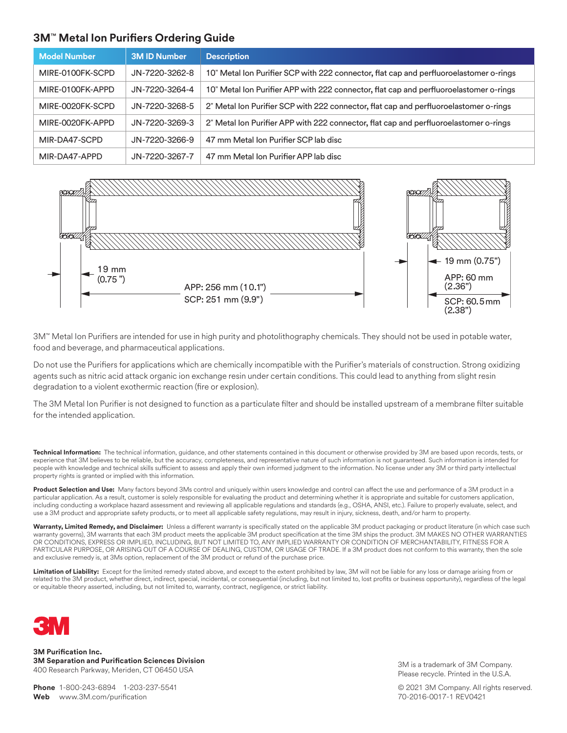## 3M™ Metal Ion Purifiers Ordering Guide

| Model Number | 3M ID Number | Description |
|---|---|---|
| MIRE-0100FK-SCPD | JN-7220-3262-8 | 10" Metal Ion Purifier SCP with 222 connector, flat cap and perfluoroelastomer o-rings |
| MIRE-0100FK-APPD | JN-7220-3264-4 | 10" Metal Ion Purifier APP with 222 connector, flat cap and perfluoroelastomer o-rings |
| MIRE-0020FK-SCPD | JN-7220-3268-5 | 2" Metal Ion Purifier SCP with 222 connector, flat cap and perfluoroelastomer o-rings |
| MIRE-0020FK-APPD | JN-7220-3269-3 | 2" Metal Ion Purifier APP with 222 connector, flat cap and perfluoroelastomer o-rings |
| MIR-DA47-SCPD | JN-7220-3266-9 | 47 mm Metal Ion Purifier SCP lab disc |
| MIR-DA47-APPD | JN-7220-3267-7 | 47 mm Metal Ion Purifier APP lab disc |

19 mm (0.75 ")

APP: 256 mm (10.1")
SCP: 251 mm (9.9")

19 mm (0.75")

APP: 60 mm (2.36")

SCP: 60.5 mm (2.38")

3M™ Metal Ion Purifiers are intended for use in high purity and photolithography chemicals. They should not be used in potable water, food and beverage, and pharmaceutical applications.

Do not use the Purifiers for applications which are chemically incompatible with the Purifier's materials of construction. Strong oxidizing agents such as nitric acid attack organic ion exchange resin under certain conditions. This could lead to anything from slight resin degradation to a violent exothermic reaction (fire or explosion).

The 3M Metal Ion Purifier is not designed to function as a particulate filter and should be installed upstream of a membrane filter suitable for the intended application.

**Technical Information:** The technical information, guidance, and other statements contained in this document or otherwise provided by 3M are based upon records, tests, or experience that 3M believes to be reliable, but the accuracy, completeness, and representative nature of such information is not guaranteed. Such information is intended for people with knowledge and technical skills sufficient to assess and apply their own informed judgment to the information. No license under any 3M or third party intellectual property rights is granted or implied with this information.

**Product Selection and Use:** Many factors beyond 3Ms control and uniquely within users knowledge and control can affect the use and performance of a 3M product in a particular application. As a result, customer is solely responsible for evaluating the product and determining whether it is appropriate and suitable for customers application, including conducting a workplace hazard assessment and reviewing all applicable regulations and standards (e.g., OSHA, ANSI, etc.). Failure to properly evaluate, select, and use a 3M product and appropriate safety products, or to meet all applicable safety regulations, may result in injury, sickness, death, and/or harm to property.

**Warranty, Limited Remedy, and Disclaimer:** Unless a different warranty is specifically stated on the applicable 3M product packaging or product literature (in which case such warranty governs), 3M warrants that each 3M product meets the applicable 3M product specification at the time 3M ships the product. 3M MAKES NO OTHER WARRANTIES OR CONDITIONS, EXPRESS OR IMPLIED, INCLUDING, BUT NOT LIMITED TO, ANY IMPLIED WARRANTY OR CONDITION OF MERCHANTABILITY, FITNESS FOR A PARTICULAR PURPOSE, OR ARISING OUT OF A COURSE OF DEALING, CUSTOM, OR USAGE OF TRADE. If a 3M product does not conform to this warranty, then the sole and exclusive remedy is, at 3Ms option, replacement of the 3M product or refund of the purchase price.

**Limitation of Liability:** Except for the limited remedy stated above, and except to the extent prohibited by law, 3M will not be liable for any loss or damage arising from or related to the 3M product, whether direct, indirect, special, incidental, or consequential (including, but not limited to, lost profits or business opportunity), regardless of the legal or equitable theory asserted, including, but not limited to, warranty, contract, negligence, or strict liability.

**3M Purification Inc.**
**3M Separation and Purification Sciences Division**
400 Research Parkway, Meriden, CT 06450 USA

**Phone** 1-800-243-6894 1-203-237-5541
**Web** www.3M.com/purification

3M is a trademark of 3M Company.
Please recycle. Printed in the U.S.A.

© 2021 3M Company. All rights reserved.
70-2016-0017-1 REV0421